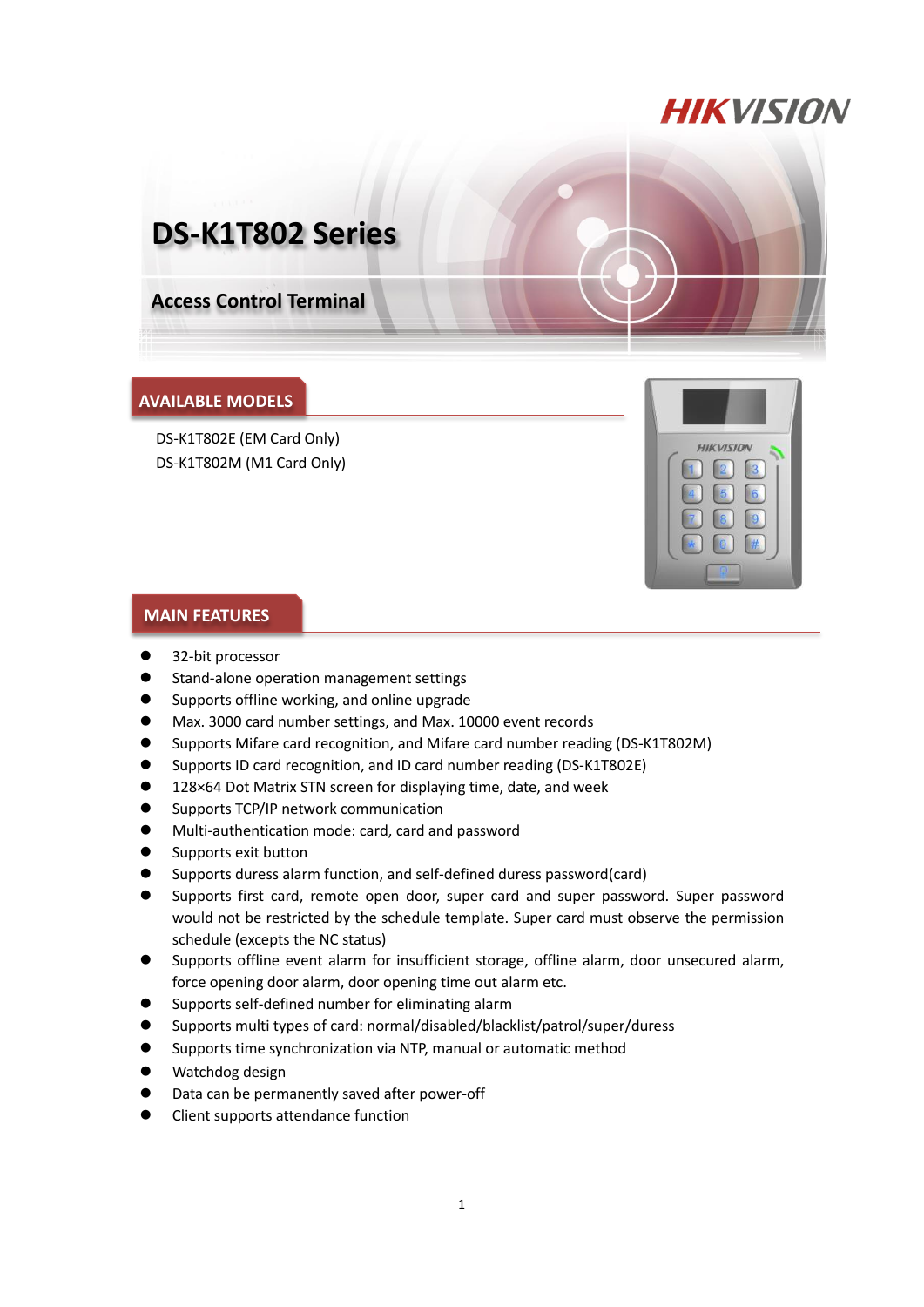# DS-K1T802 Series

## Access Control Terminal

## AVAILABLE MODELS

DS-K1T802E (EM Card Only)
DS-K1T802M (M1 Card Only)

## MAIN FEATURES

- 32-bit processor
- Stand-alone operation management settings
- Supports offline working, and online upgrade
- Max. 3000 card number settings, and Max. 10000 event records
- Supports Mifare card recognition, and Mifare card number reading (DS-K1T802M)
- Supports ID card recognition, and ID card number reading (DS-K1T802E)
- 128×64 Dot Matrix STN screen for displaying time, date, and week
- Supports TCP/IP network communication
- Multi-authentication mode: card, card and password
- Supports exit button
- Supports duress alarm function, and self-defined duress password(card)
- Supports first card, remote open door, super card and super password. Super password would not be restricted by the schedule template. Super card must observe the permission schedule (excepts the NC status)
- Supports offline event alarm for insufficient storage, offline alarm, door unsecured alarm, force opening door alarm, door opening time out alarm etc.
- Supports self-defined number for eliminating alarm
- Supports multi types of card: normal/disabled/blacklist/patrol/super/duress
- Supports time synchronization via NTP, manual or automatic method
- Watchdog design
- Data can be permanently saved after power-off
- Client supports attendance function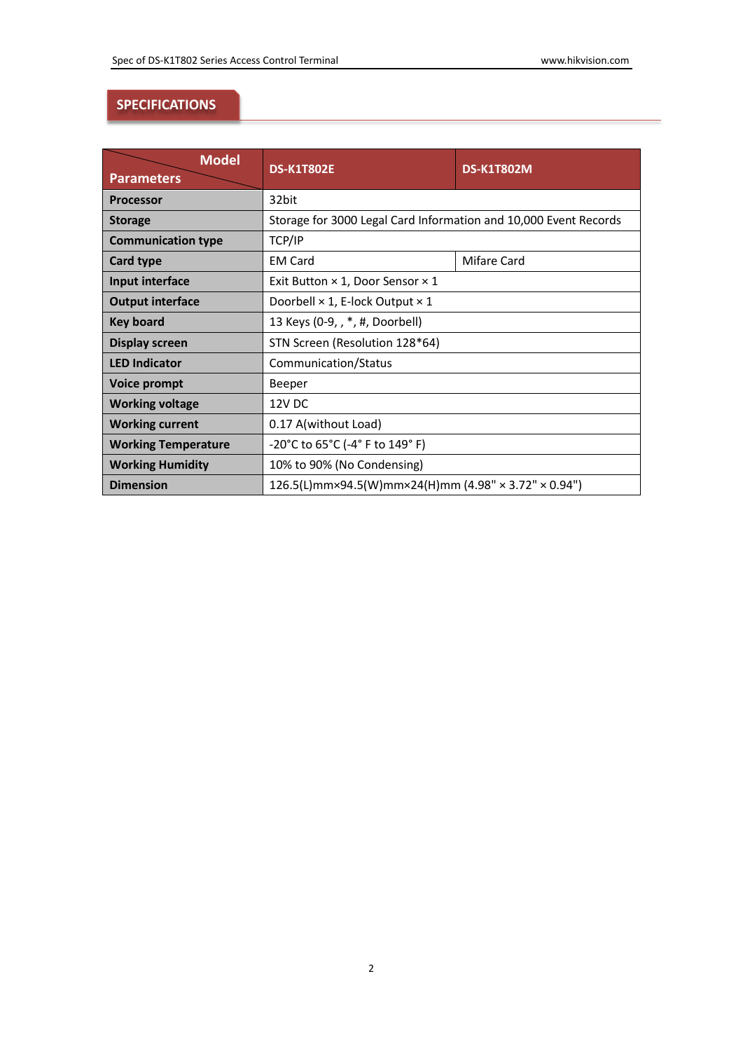## SPECIFICATIONS

| Model / Parameters | DS-K1T802E | DS-K1T802M |
|---|---|---|
| **Processor** | 32bit | |
| **Storage** | Storage for 3000 Legal Card Information and 10,000 Event Records | |
| **Communication type** | TCP/IP | |
| **Card type** | EM Card | Mifare Card |
| **Input interface** | Exit Button × 1, Door Sensor × 1 | |
| **Output interface** | Doorbell × 1, E-lock Output × 1 | |
| **Key board** | 13 Keys (0-9, , *, #, Doorbell) | |
| **Display screen** | STN Screen (Resolution 128*64) | |
| **LED Indicator** | Communication/Status | |
| **Voice prompt** | Beeper | |
| **Working voltage** | 12V DC | |
| **Working current** | 0.17 A(without Load) | |
| **Working Temperature** | -20°C to 65°C (-4° F to 149° F) | |
| **Working Humidity** | 10% to 90% (No Condensing) | |
| **Dimension** | 126.5(L)mm×94.5(W)mm×24(H)mm (4.98" × 3.72" × 0.94") | |